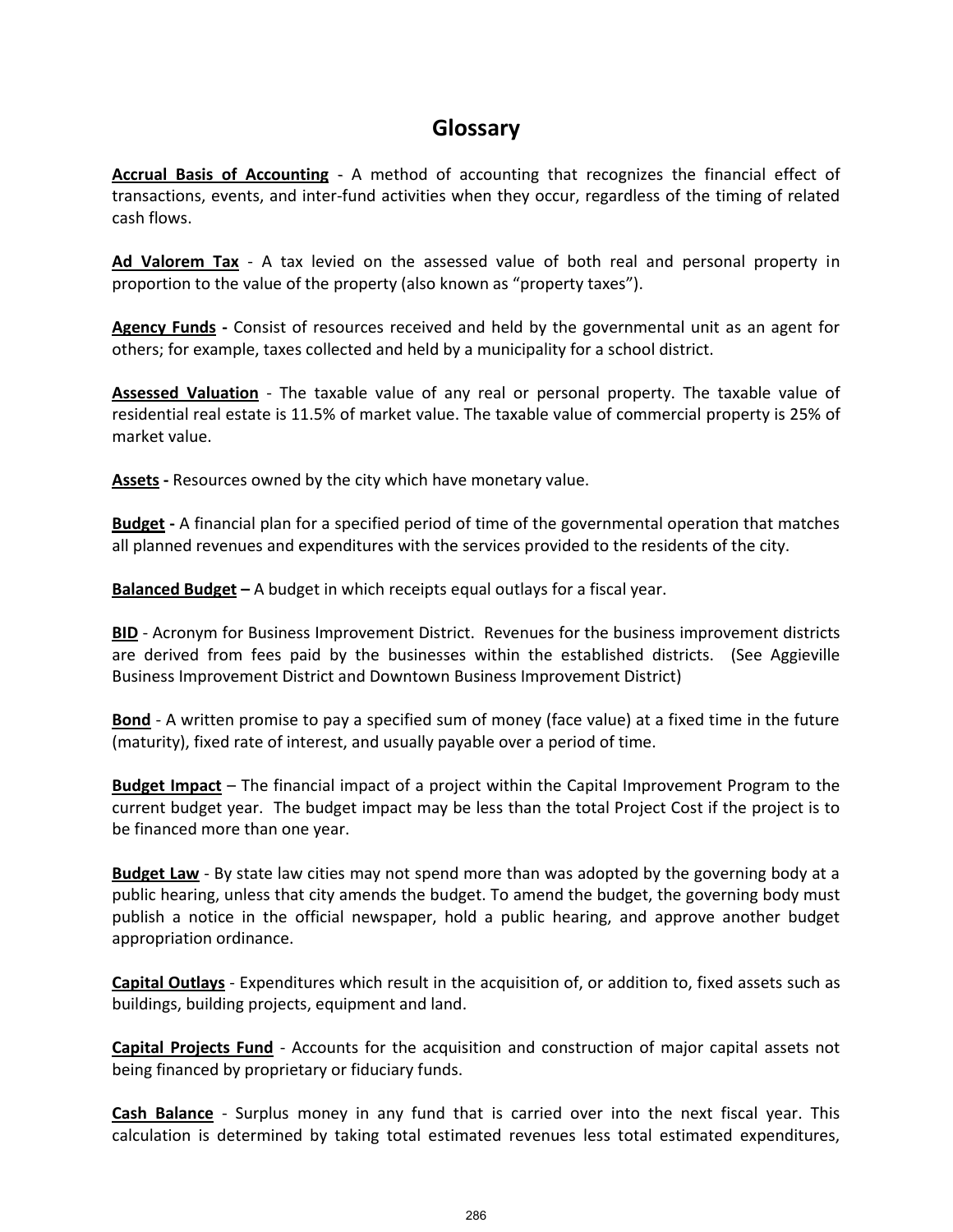# Glossary

**Accrual Basis of Accounting** - A method of accounting that recognizes the financial effect of transactions, events, and inter-fund activities when they occur, regardless of the timing of related cash flows.

**Ad Valorem Tax** - A tax levied on the assessed value of both real and personal property in proportion to the value of the property (also known as "property taxes").

**Agency Funds -** Consist of resources received and held by the governmental unit as an agent for others; for example, taxes collected and held by a municipality for a school district.

**Assessed Valuation** - The taxable value of any real or personal property. The taxable value of residential real estate is 11.5% of market value. The taxable value of commercial property is 25% of market value.

**Assets -** Resources owned by the city which have monetary value.

**Budget -** A financial plan for a specified period of time of the governmental operation that matches all planned revenues and expenditures with the services provided to the residents of the city.

**Balanced Budget –** A budget in which receipts equal outlays for a fiscal year.

**BID** - Acronym for Business Improvement District. Revenues for the business improvement districts are derived from fees paid by the businesses within the established districts. (See Aggieville Business Improvement District and Downtown Business Improvement District)

**Bond** - A written promise to pay a specified sum of money (face value) at a fixed time in the future (maturity), fixed rate of interest, and usually payable over a period of time.

**Budget Impact** – The financial impact of a project within the Capital Improvement Program to the current budget year. The budget impact may be less than the total Project Cost if the project is to be financed more than one year.

**Budget Law** - By state law cities may not spend more than was adopted by the governing body at a public hearing, unless that city amends the budget. To amend the budget, the governing body must publish a notice in the official newspaper, hold a public hearing, and approve another budget appropriation ordinance.

**Capital Outlays** - Expenditures which result in the acquisition of, or addition to, fixed assets such as buildings, building projects, equipment and land.

**Capital Projects Fund** - Accounts for the acquisition and construction of major capital assets not being financed by proprietary or fiduciary funds.

**Cash Balance** - Surplus money in any fund that is carried over into the next fiscal year. This calculation is determined by taking total estimated revenues less total estimated expenditures,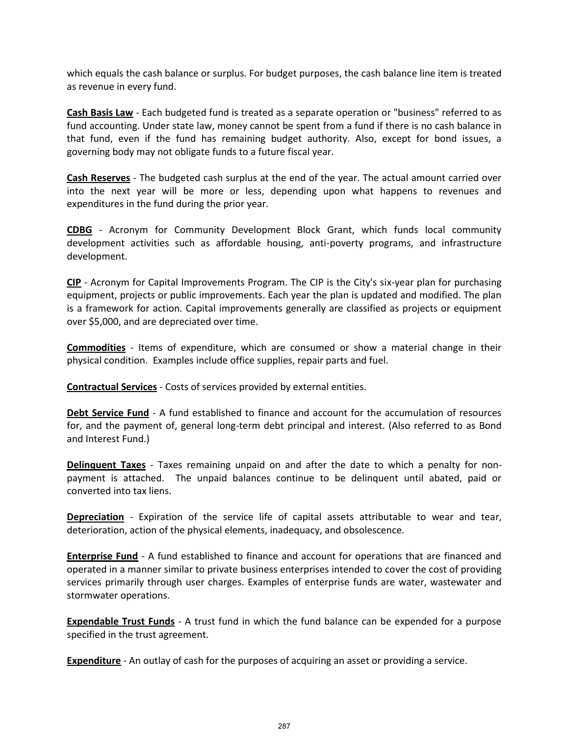which equals the cash balance or surplus. For budget purposes, the cash balance line item is treated as revenue in every fund.

**Cash Basis Law** - Each budgeted fund is treated as a separate operation or "business" referred to as fund accounting. Under state law, money cannot be spent from a fund if there is no cash balance in that fund, even if the fund has remaining budget authority. Also, except for bond issues, a governing body may not obligate funds to a future fiscal year.

**Cash Reserves** - The budgeted cash surplus at the end of the year. The actual amount carried over into the next year will be more or less, depending upon what happens to revenues and expenditures in the fund during the prior year.

**CDBG** - Acronym for Community Development Block Grant, which funds local community development activities such as affordable housing, anti-poverty programs, and infrastructure development.

**CIP** - Acronym for Capital Improvements Program. The CIP is the City's six-year plan for purchasing equipment, projects or public improvements. Each year the plan is updated and modified. The plan is a framework for action. Capital improvements generally are classified as projects or equipment over $5,000, and are depreciated over time.

**Commodities** - Items of expenditure, which are consumed or show a material change in their physical condition. Examples include office supplies, repair parts and fuel.

**Contractual Services** - Costs of services provided by external entities.

**Debt Service Fund** - A fund established to finance and account for the accumulation of resources for, and the payment of, general long-term debt principal and interest. (Also referred to as Bond and Interest Fund.)

**Delinquent Taxes** - Taxes remaining unpaid on and after the date to which a penalty for non-payment is attached. The unpaid balances continue to be delinquent until abated, paid or converted into tax liens.

**Depreciation** - Expiration of the service life of capital assets attributable to wear and tear, deterioration, action of the physical elements, inadequacy, and obsolescence.

**Enterprise Fund** - A fund established to finance and account for operations that are financed and operated in a manner similar to private business enterprises intended to cover the cost of providing services primarily through user charges. Examples of enterprise funds are water, wastewater and stormwater operations.

**Expendable Trust Funds** - A trust fund in which the fund balance can be expended for a purpose specified in the trust agreement.

**Expenditure** - An outlay of cash for the purposes of acquiring an asset or providing a service.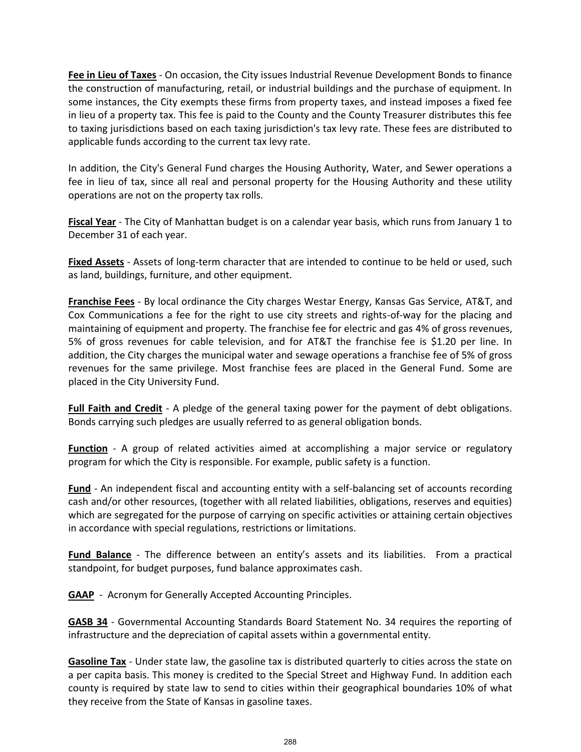**Fee in Lieu of Taxes** - On occasion, the City issues Industrial Revenue Development Bonds to finance the construction of manufacturing, retail, or industrial buildings and the purchase of equipment. In some instances, the City exempts these firms from property taxes, and instead imposes a fixed fee in lieu of a property tax. This fee is paid to the County and the County Treasurer distributes this fee to taxing jurisdictions based on each taxing jurisdiction's tax levy rate. These fees are distributed to applicable funds according to the current tax levy rate.

In addition, the City's General Fund charges the Housing Authority, Water, and Sewer operations a fee in lieu of tax, since all real and personal property for the Housing Authority and these utility operations are not on the property tax rolls.

**Fiscal Year** - The City of Manhattan budget is on a calendar year basis, which runs from January 1 to December 31 of each year.

**Fixed Assets** - Assets of long-term character that are intended to continue to be held or used, such as land, buildings, furniture, and other equipment.

**Franchise Fees** - By local ordinance the City charges Westar Energy, Kansas Gas Service, AT&T, and Cox Communications a fee for the right to use city streets and rights-of-way for the placing and maintaining of equipment and property. The franchise fee for electric and gas 4% of gross revenues, 5% of gross revenues for cable television, and for AT&T the franchise fee is $1.20 per line. In addition, the City charges the municipal water and sewage operations a franchise fee of 5% of gross revenues for the same privilege. Most franchise fees are placed in the General Fund. Some are placed in the City University Fund.

**Full Faith and Credit** - A pledge of the general taxing power for the payment of debt obligations. Bonds carrying such pledges are usually referred to as general obligation bonds.

**Function** - A group of related activities aimed at accomplishing a major service or regulatory program for which the City is responsible. For example, public safety is a function.

**Fund** - An independent fiscal and accounting entity with a self-balancing set of accounts recording cash and/or other resources, (together with all related liabilities, obligations, reserves and equities) which are segregated for the purpose of carrying on specific activities or attaining certain objectives in accordance with special regulations, restrictions or limitations.

**Fund Balance** - The difference between an entity's assets and its liabilities. From a practical standpoint, for budget purposes, fund balance approximates cash.

**GAAP** - Acronym for Generally Accepted Accounting Principles.

**GASB 34** - Governmental Accounting Standards Board Statement No. 34 requires the reporting of infrastructure and the depreciation of capital assets within a governmental entity.

**Gasoline Tax** - Under state law, the gasoline tax is distributed quarterly to cities across the state on a per capita basis. This money is credited to the Special Street and Highway Fund. In addition each county is required by state law to send to cities within their geographical boundaries 10% of what they receive from the State of Kansas in gasoline taxes.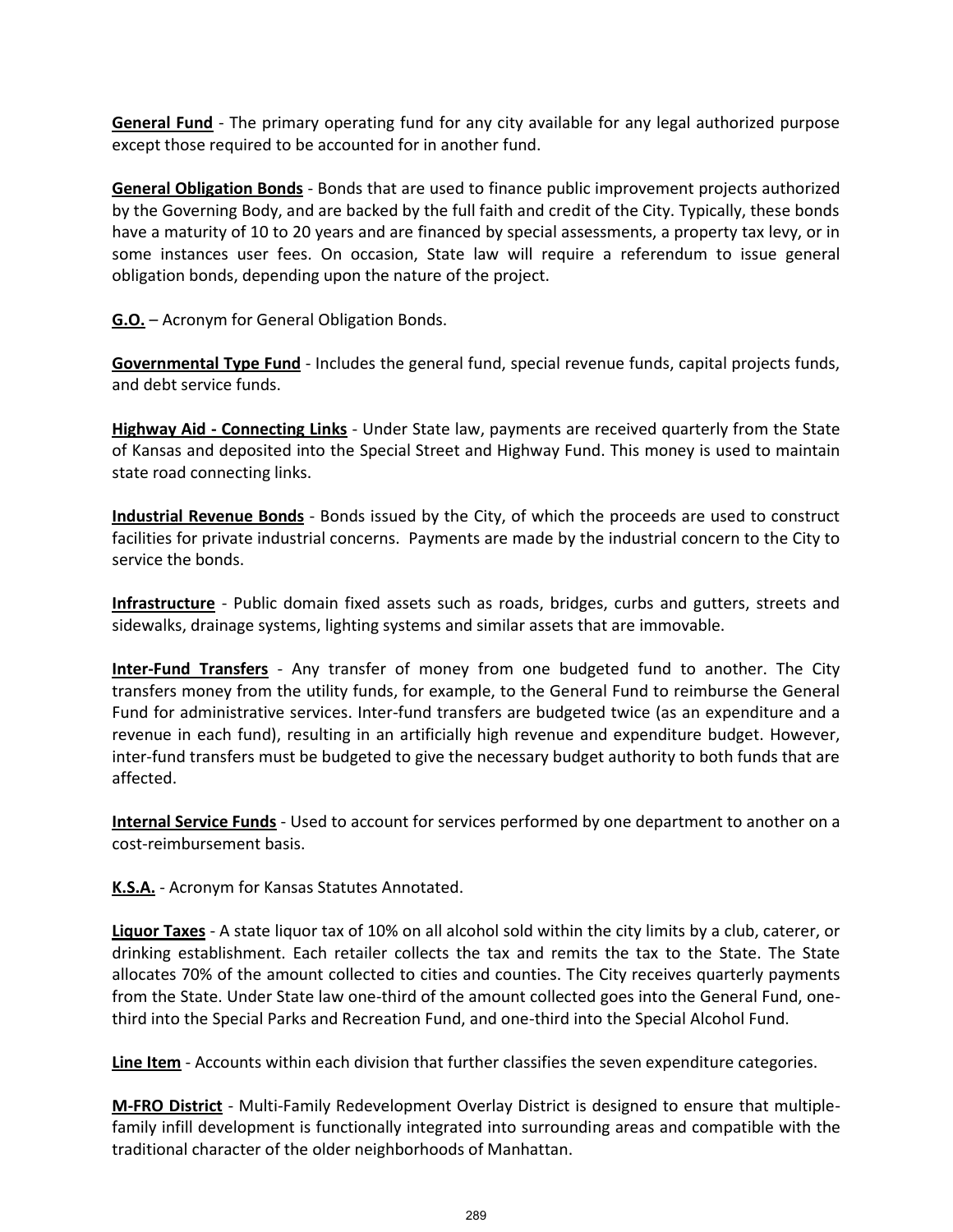**General Fund** - The primary operating fund for any city available for any legal authorized purpose except those required to be accounted for in another fund.

**General Obligation Bonds** - Bonds that are used to finance public improvement projects authorized by the Governing Body, and are backed by the full faith and credit of the City. Typically, these bonds have a maturity of 10 to 20 years and are financed by special assessments, a property tax levy, or in some instances user fees. On occasion, State law will require a referendum to issue general obligation bonds, depending upon the nature of the project.

**G.O.** – Acronym for General Obligation Bonds.

**Governmental Type Fund** - Includes the general fund, special revenue funds, capital projects funds, and debt service funds.

**Highway Aid - Connecting Links** - Under State law, payments are received quarterly from the State of Kansas and deposited into the Special Street and Highway Fund. This money is used to maintain state road connecting links.

**Industrial Revenue Bonds** - Bonds issued by the City, of which the proceeds are used to construct facilities for private industrial concerns. Payments are made by the industrial concern to the City to service the bonds.

**Infrastructure** - Public domain fixed assets such as roads, bridges, curbs and gutters, streets and sidewalks, drainage systems, lighting systems and similar assets that are immovable.

**Inter-Fund Transfers** - Any transfer of money from one budgeted fund to another. The City transfers money from the utility funds, for example, to the General Fund to reimburse the General Fund for administrative services. Inter-fund transfers are budgeted twice (as an expenditure and a revenue in each fund), resulting in an artificially high revenue and expenditure budget. However, inter-fund transfers must be budgeted to give the necessary budget authority to both funds that are affected.

**Internal Service Funds** - Used to account for services performed by one department to another on a cost-reimbursement basis.

**K.S.A.** - Acronym for Kansas Statutes Annotated.

**Liquor Taxes** - A state liquor tax of 10% on all alcohol sold within the city limits by a club, caterer, or drinking establishment. Each retailer collects the tax and remits the tax to the State. The State allocates 70% of the amount collected to cities and counties. The City receives quarterly payments from the State. Under State law one-third of the amount collected goes into the General Fund, one-third into the Special Parks and Recreation Fund, and one-third into the Special Alcohol Fund.

**Line Item** - Accounts within each division that further classifies the seven expenditure categories.

**M-FRO District** - Multi-Family Redevelopment Overlay District is designed to ensure that multiple-family infill development is functionally integrated into surrounding areas and compatible with the traditional character of the older neighborhoods of Manhattan.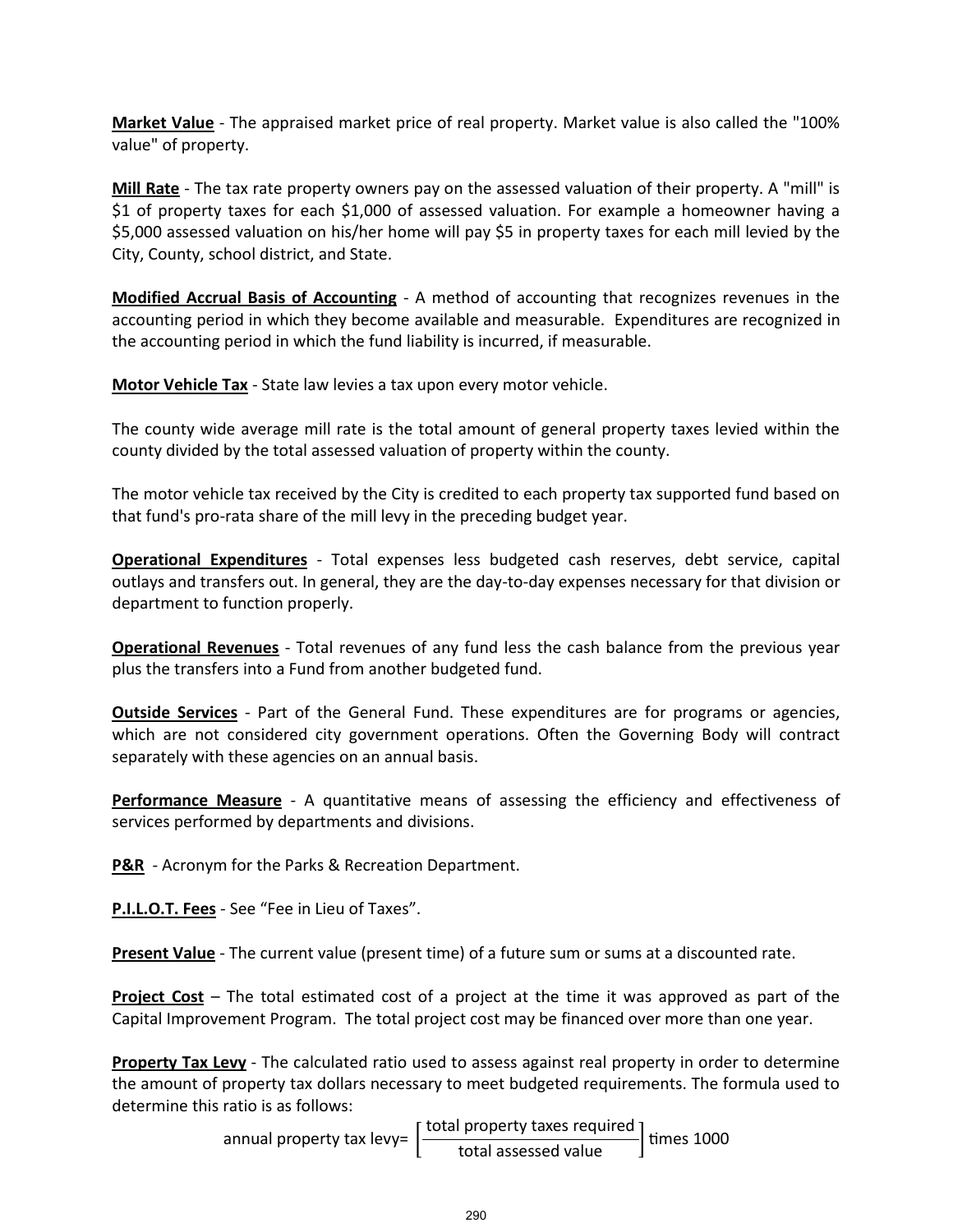**Market Value** - The appraised market price of real property. Market value is also called the "100% value" of property.

**Mill Rate** - The tax rate property owners pay on the assessed valuation of their property. A "mill" is $1 of property taxes for each $1,000 of assessed valuation. For example a homeowner having a $5,000 assessed valuation on his/her home will pay $5 in property taxes for each mill levied by the City, County, school district, and State.

**Modified Accrual Basis of Accounting** - A method of accounting that recognizes revenues in the accounting period in which they become available and measurable. Expenditures are recognized in the accounting period in which the fund liability is incurred, if measurable.

**Motor Vehicle Tax** - State law levies a tax upon every motor vehicle.

The county wide average mill rate is the total amount of general property taxes levied within the county divided by the total assessed valuation of property within the county.

The motor vehicle tax received by the City is credited to each property tax supported fund based on that fund's pro-rata share of the mill levy in the preceding budget year.

**Operational Expenditures** - Total expenses less budgeted cash reserves, debt service, capital outlays and transfers out. In general, they are the day-to-day expenses necessary for that division or department to function properly.

**Operational Revenues** - Total revenues of any fund less the cash balance from the previous year plus the transfers into a Fund from another budgeted fund.

**Outside Services** - Part of the General Fund. These expenditures are for programs or agencies, which are not considered city government operations. Often the Governing Body will contract separately with these agencies on an annual basis.

**Performance Measure** - A quantitative means of assessing the efficiency and effectiveness of services performed by departments and divisions.

**P&R** - Acronym for the Parks & Recreation Department.

**P.I.L.O.T. Fees** - See “Fee in Lieu of Taxes”.

**Present Value** - The current value (present time) of a future sum or sums at a discounted rate.

**Project Cost** – The total estimated cost of a project at the time it was approved as part of the Capital Improvement Program. The total project cost may be financed over more than one year.

**Property Tax Levy** - The calculated ratio used to assess against real property in order to determine the amount of property tax dollars necessary to meet budgeted requirements. The formula used to determine this ratio is as follows:

$$\text{annual property tax levy} = \left[\frac{\text{total property taxes required}}{\text{total assessed value}}\right] \text{times } 1000$$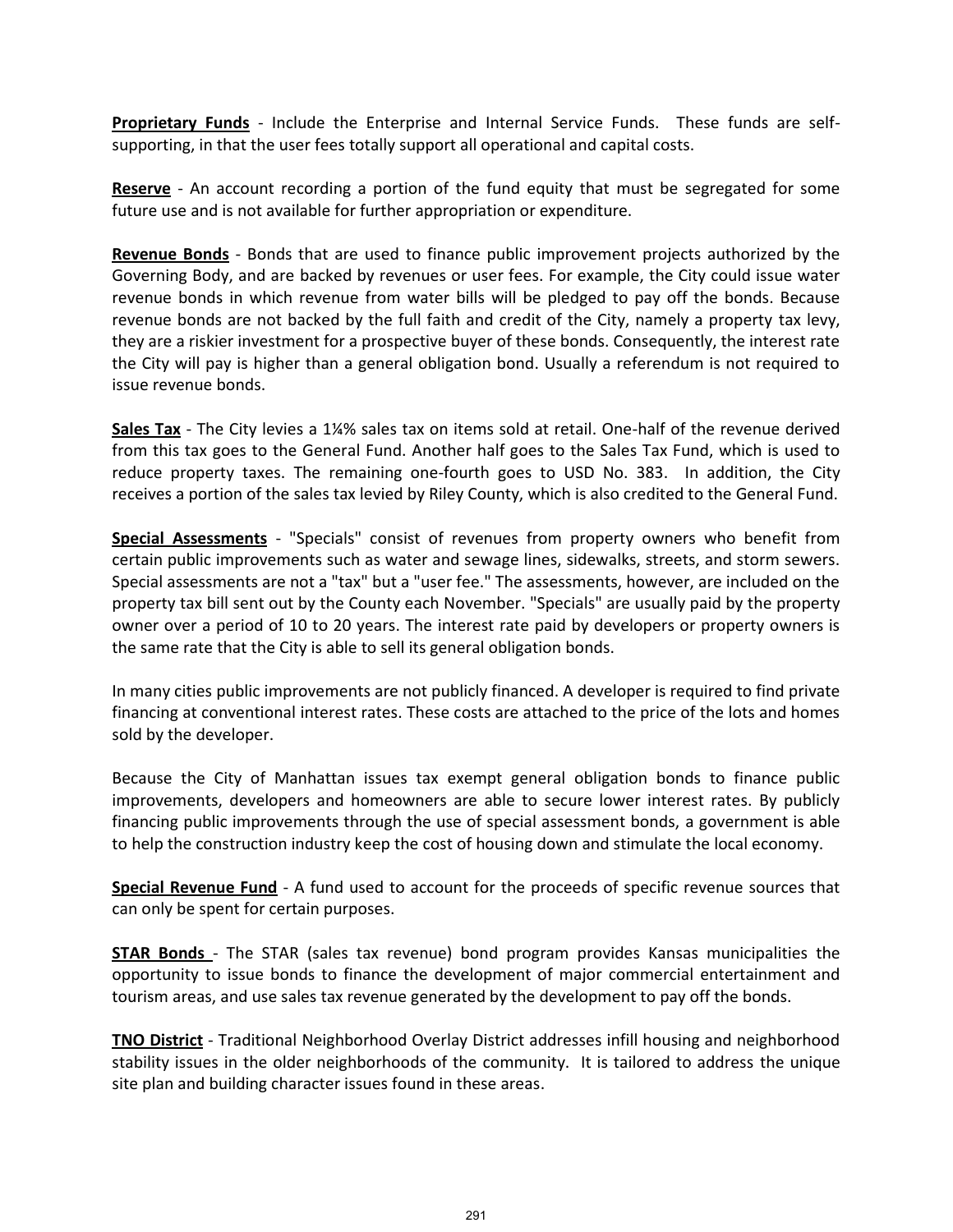**Proprietary Funds** - Include the Enterprise and Internal Service Funds. These funds are self-supporting, in that the user fees totally support all operational and capital costs.

**Reserve** - An account recording a portion of the fund equity that must be segregated for some future use and is not available for further appropriation or expenditure.

**Revenue Bonds** - Bonds that are used to finance public improvement projects authorized by the Governing Body, and are backed by revenues or user fees. For example, the City could issue water revenue bonds in which revenue from water bills will be pledged to pay off the bonds. Because revenue bonds are not backed by the full faith and credit of the City, namely a property tax levy, they are a riskier investment for a prospective buyer of these bonds. Consequently, the interest rate the City will pay is higher than a general obligation bond. Usually a referendum is not required to issue revenue bonds.

**Sales Tax** - The City levies a 1¼% sales tax on items sold at retail. One-half of the revenue derived from this tax goes to the General Fund. Another half goes to the Sales Tax Fund, which is used to reduce property taxes. The remaining one-fourth goes to USD No. 383. In addition, the City receives a portion of the sales tax levied by Riley County, which is also credited to the General Fund.

**Special Assessments** - "Specials" consist of revenues from property owners who benefit from certain public improvements such as water and sewage lines, sidewalks, streets, and storm sewers. Special assessments are not a "tax" but a "user fee." The assessments, however, are included on the property tax bill sent out by the County each November. "Specials" are usually paid by the property owner over a period of 10 to 20 years. The interest rate paid by developers or property owners is the same rate that the City is able to sell its general obligation bonds.

In many cities public improvements are not publicly financed. A developer is required to find private financing at conventional interest rates. These costs are attached to the price of the lots and homes sold by the developer.

Because the City of Manhattan issues tax exempt general obligation bonds to finance public improvements, developers and homeowners are able to secure lower interest rates. By publicly financing public improvements through the use of special assessment bonds, a government is able to help the construction industry keep the cost of housing down and stimulate the local economy.

**Special Revenue Fund** - A fund used to account for the proceeds of specific revenue sources that can only be spent for certain purposes.

**STAR Bonds** - The STAR (sales tax revenue) bond program provides Kansas municipalities the opportunity to issue bonds to finance the development of major commercial entertainment and tourism areas, and use sales tax revenue generated by the development to pay off the bonds.

**TNO District** - Traditional Neighborhood Overlay District addresses infill housing and neighborhood stability issues in the older neighborhoods of the community. It is tailored to address the unique site plan and building character issues found in these areas.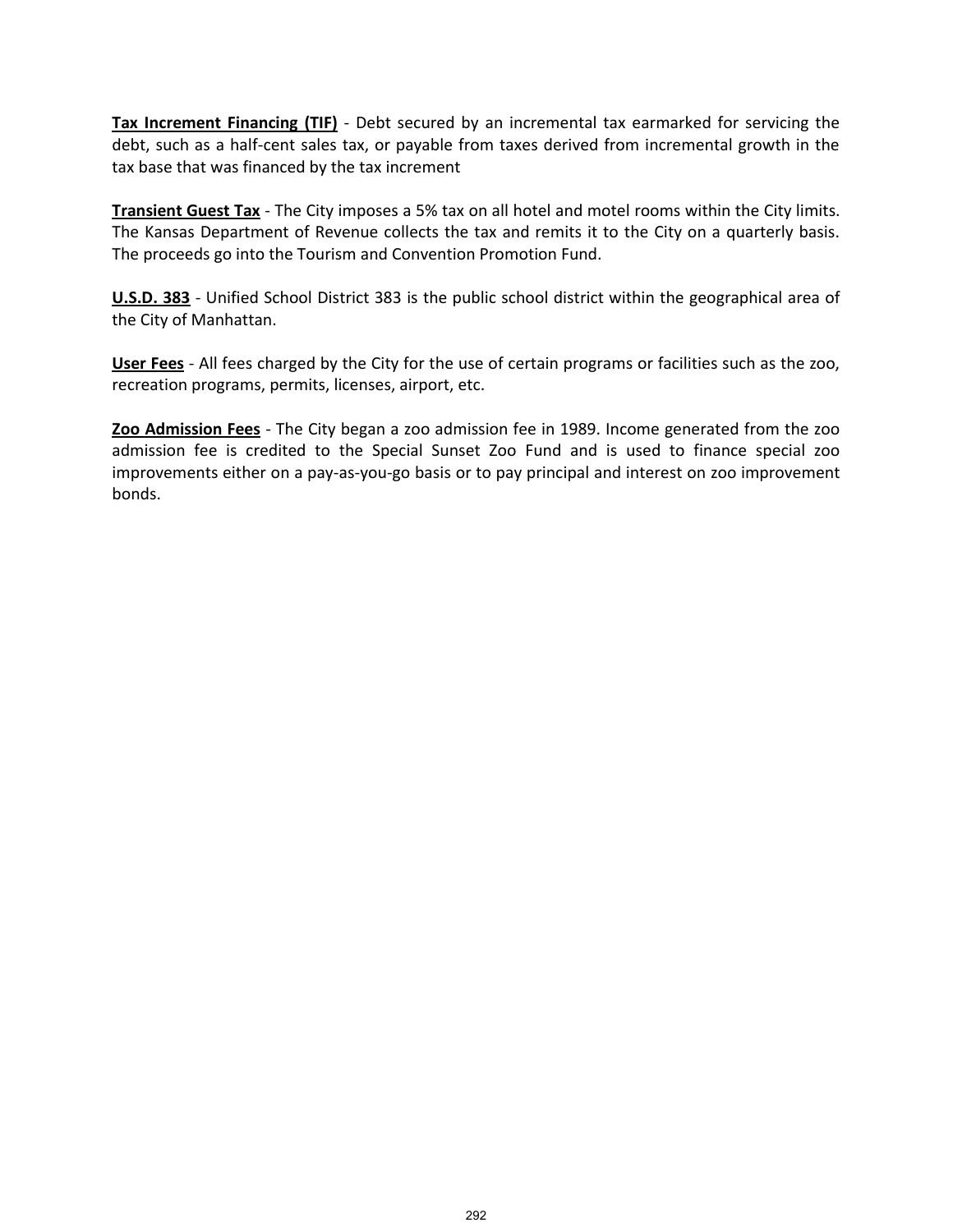**Tax Increment Financing (TIF)** - Debt secured by an incremental tax earmarked for servicing the debt, such as a half-cent sales tax, or payable from taxes derived from incremental growth in the tax base that was financed by the tax increment

**Transient Guest Tax** - The City imposes a 5% tax on all hotel and motel rooms within the City limits. The Kansas Department of Revenue collects the tax and remits it to the City on a quarterly basis. The proceeds go into the Tourism and Convention Promotion Fund.

**U.S.D. 383** - Unified School District 383 is the public school district within the geographical area of the City of Manhattan.

**User Fees** - All fees charged by the City for the use of certain programs or facilities such as the zoo, recreation programs, permits, licenses, airport, etc.

**Zoo Admission Fees** - The City began a zoo admission fee in 1989. Income generated from the zoo admission fee is credited to the Special Sunset Zoo Fund and is used to finance special zoo improvements either on a pay-as-you-go basis or to pay principal and interest on zoo improvement bonds.